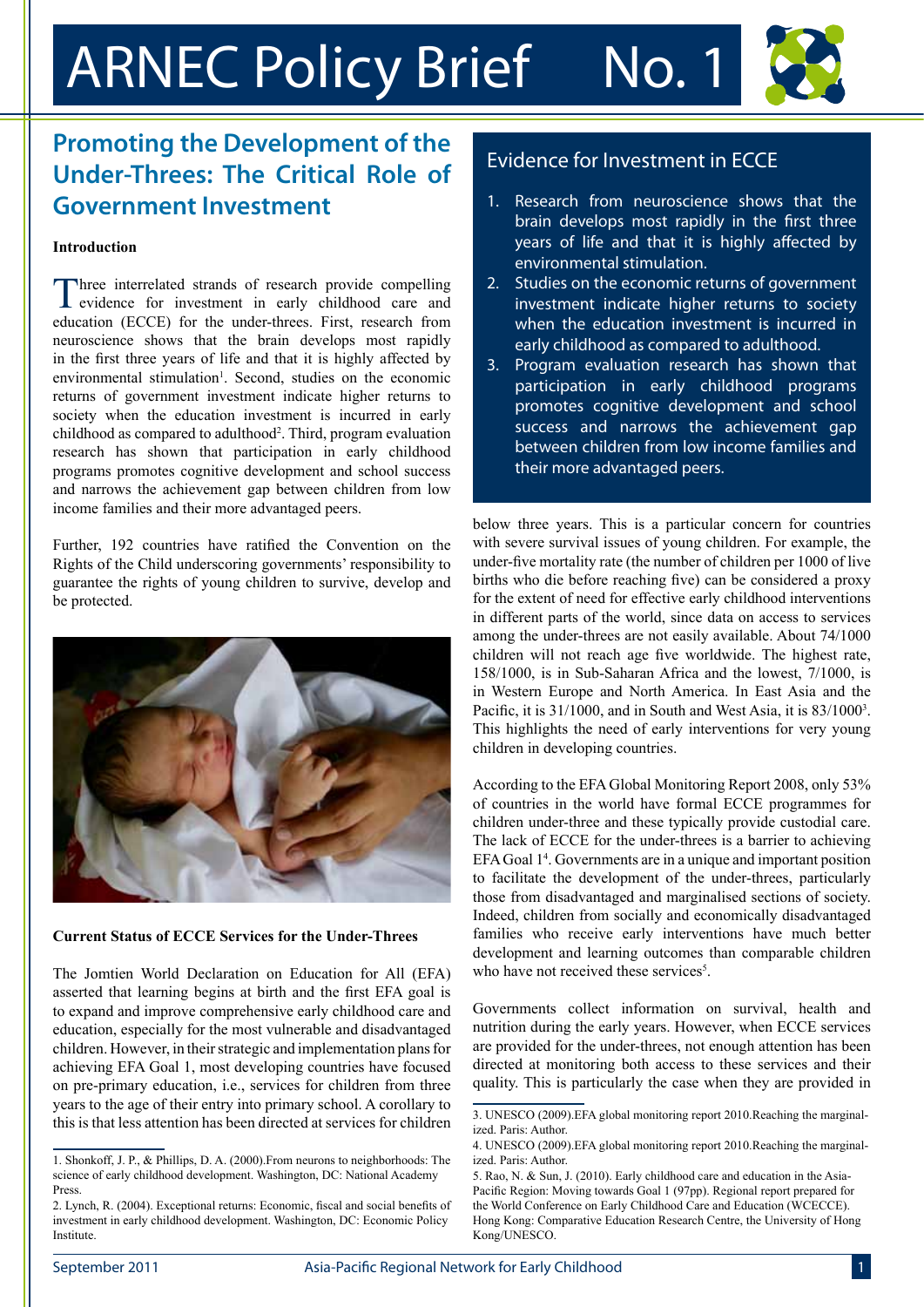# ARNEC Policy Brief No. 1

## Promoting the Development of the Under-Threes: The Critical Role of Government Investment

**Introduction**

Three interrelated strands of research provide compelling evidence for investment in early childhood care and education (ECCE) for the under-threes. First, research from neuroscience shows that the brain develops most rapidly in the first three years of life and that it is highly affected by environmental stimulation[1]. Second, studies on the economic returns of government investment indicate higher returns to society when the education investment is incurred in early childhood as compared to adulthood[2]. Third, program evaluation research has shown that participation in early childhood programs promotes cognitive development and school success and narrows the achievement gap between children from low income families and their more advantaged peers.

Further, 192 countries have ratified the Convention on the Rights of the Child underscoring governments' responsibility to guarantee the rights of young children to survive, develop and be protected.

### Evidence for Investment in ECCE

1. Research from neuroscience shows that the brain develops most rapidly in the first three years of life and that it is highly affected by environmental stimulation.
2. Studies on the economic returns of government investment indicate higher returns to society when the education investment is incurred in early childhood as compared to adulthood.
3. Program evaluation research has shown that participation in early childhood programs promotes cognitive development and school success and narrows the achievement gap between children from low income families and their more advantaged peers.

**Current Status of ECCE Services for the Under-Threes**

The Jomtien World Declaration on Education for All (EFA) asserted that learning begins at birth and the first EFA goal is to expand and improve comprehensive early childhood care and education, especially for the most vulnerable and disadvantaged children. However, in their strategic and implementation plans for achieving EFA Goal 1, most developing countries have focused on pre-primary education, i.e., services for children from three years to the age of their entry into primary school. A corollary to this is that less attention has been directed at services for children below three years. This is a particular concern for countries with severe survival issues of young children. For example, the under-five mortality rate (the number of children per 1000 of live births who die before reaching five) can be considered a proxy for the extent of need for effective early childhood interventions in different parts of the world, since data on access to services among the under-threes are not easily available. About 74/1000 children will not reach age five worldwide. The highest rate, 158/1000, is in Sub-Saharan Africa and the lowest, 7/1000, is in Western Europe and North America. In East Asia and the Pacific, it is 31/1000, and in South and West Asia, it is 83/1000[3]. This highlights the need of early interventions for very young children in developing countries.

According to the EFA Global Monitoring Report 2008, only 53% of countries in the world have formal ECCE programmes for children under-three and these typically provide custodial care. The lack of ECCE for the under-threes is a barrier to achieving EFA Goal 1[4]. Governments are in a unique and important position to facilitate the development of the under-threes, particularly those from disadvantaged and marginalised sections of society. Indeed, children from socially and economically disadvantaged families who receive early interventions have much better development and learning outcomes than comparable children who have not received these services[5].

Governments collect information on survival, health and nutrition during the early years. However, when ECCE services are provided for the under-threes, not enough attention has been directed at monitoring both access to these services and their quality. This is particularly the case when they are provided in

---

1. Shonkoff, J. P., & Phillips, D. A. (2000).From neurons to neighborhoods: The science of early childhood development. Washington, DC: National Academy Press.
2. Lynch, R. (2004). Exceptional returns: Economic, fiscal and social benefits of investment in early childhood development. Washington, DC: Economic Policy Institute.
3. UNESCO (2009).EFA global monitoring report 2010.Reaching the marginalized. Paris: Author.
4. UNESCO (2009).EFA global monitoring report 2010.Reaching the marginalized. Paris: Author.
5. Rao, N. & Sun, J. (2010). Early childhood care and education in the Asia-Pacific Region: Moving towards Goal 1 (97pp). Regional report prepared for the World Conference on Early Childhood Care and Education (WCECCE). Hong Kong: Comparative Education Research Centre, the University of Hong Kong/UNESCO.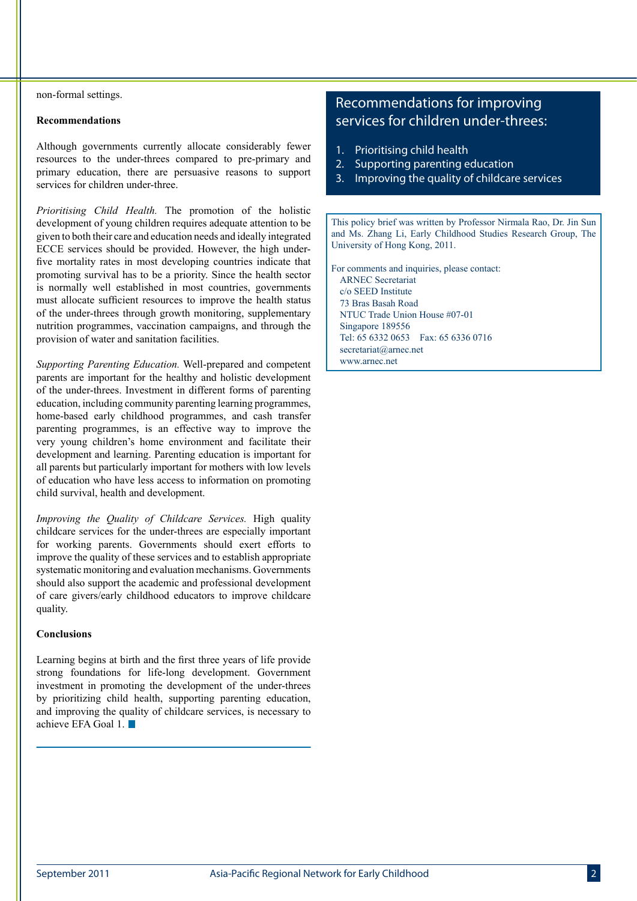non-formal settings.

**Recommendations**

Although governments currently allocate considerably fewer resources to the under-threes compared to pre-primary and primary education, there are persuasive reasons to support services for children under-three.

*Prioritising Child Health.* The promotion of the holistic development of young children requires adequate attention to be given to both their care and education needs and ideally integrated ECCE services should be provided. However, the high under-five mortality rates in most developing countries indicate that promoting survival has to be a priority. Since the health sector is normally well established in most countries, governments must allocate sufficient resources to improve the health status of the under-threes through growth monitoring, supplementary nutrition programmes, vaccination campaigns, and through the provision of water and sanitation facilities.

*Supporting Parenting Education.* Well-prepared and competent parents are important for the healthy and holistic development of the under-threes. Investment in different forms of parenting education, including community parenting learning programmes, home-based early childhood programmes, and cash transfer parenting programmes, is an effective way to improve the very young children's home environment and facilitate their development and learning. Parenting education is important for all parents but particularly important for mothers with low levels of education who have less access to information on promoting child survival, health and development.

*Improving the Quality of Childcare Services.* High quality childcare services for the under-threes are especially important for working parents. Governments should exert efforts to improve the quality of these services and to establish appropriate systematic monitoring and evaluation mechanisms. Governments should also support the academic and professional development of care givers/early childhood educators to improve childcare quality.

**Conclusions**

Learning begins at birth and the first three years of life provide strong foundations for life-long development. Government investment in promoting the development of the under-threes by prioritizing child health, supporting parenting education, and improving the quality of childcare services, is necessary to achieve EFA Goal 1.

## Recommendations for improving services for children under-threes:

1. Prioritising child health
2. Supporting parenting education
3. Improving the quality of childcare services

This policy brief was written by Professor Nirmala Rao, Dr. Jin Sun and Ms. Zhang Li, Early Childhood Studies Research Group, The University of Hong Kong, 2011.

For comments and inquiries, please contact:
ARNEC Secretariat
c/o SEED Institute
73 Bras Basah Road
NTUC Trade Union House #07-01
Singapore 189556
Tel: 65 6332 0653 Fax: 65 6336 0716
secretariat@arnec.net
www.arnec.net